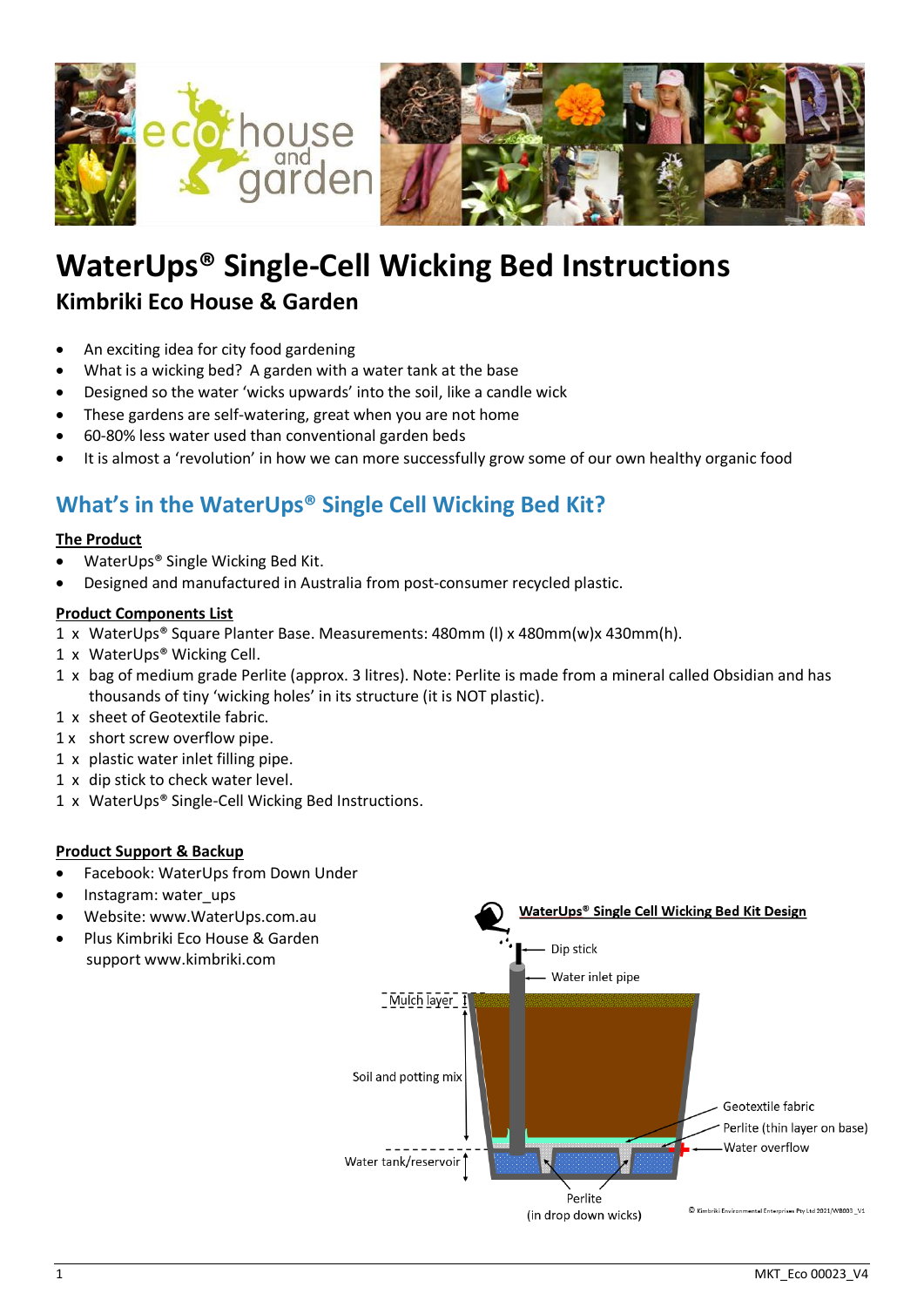# WaterUps® Single-Cell Wicking Bed Instructions

## Kimbriki Eco House & Garden

- An exciting idea for city food gardening
- What is a wicking bed? A garden with a water tank at the base
- Designed so the water 'wicks upwards' into the soil, like a candle wick
- These gardens are self-watering, great when you are not home
- 60-80% less water used than conventional garden beds
- It is almost a 'revolution' in how we can more successfully grow some of our own healthy organic food

## What's in the WaterUps® Single Cell Wicking Bed Kit?

**The Product**

- WaterUps® Single Wicking Bed Kit.
- Designed and manufactured in Australia from post-consumer recycled plastic.

**Product Components List**

1 x WaterUps® Square Planter Base. Measurements: 480mm (l) x 480mm(w)x 430mm(h).
1 x WaterUps® Wicking Cell.
1 x bag of medium grade Perlite (approx. 3 litres). Note: Perlite is made from a mineral called Obsidian and has thousands of tiny 'wicking holes' in its structure (it is NOT plastic).
1 x sheet of Geotextile fabric.
1 x short screw overflow pipe.
1 x plastic water inlet filling pipe.
1 x dip stick to check water level.
1 x WaterUps® Single-Cell Wicking Bed Instructions.

**Product Support & Backup**

- Facebook: WaterUps from Down Under
- Instagram: water_ups
- Website: www.WaterUps.com.au
- Plus Kimbriki Eco House & Garden support www.kimbriki.com

**WaterUps® Single Cell Wicking Bed Kit Design**

Dip stick
Water inlet pipe
Mulch layer
Soil and potting mix
Geotextile fabric
Perlite (thin layer on base)
Water overflow
Water tank/reservoir
Perlite (in drop down wicks)

© Kimbriki Environmental Enterprises Pty Ltd 2021/WB003_V1

MKT_Eco 00023_V4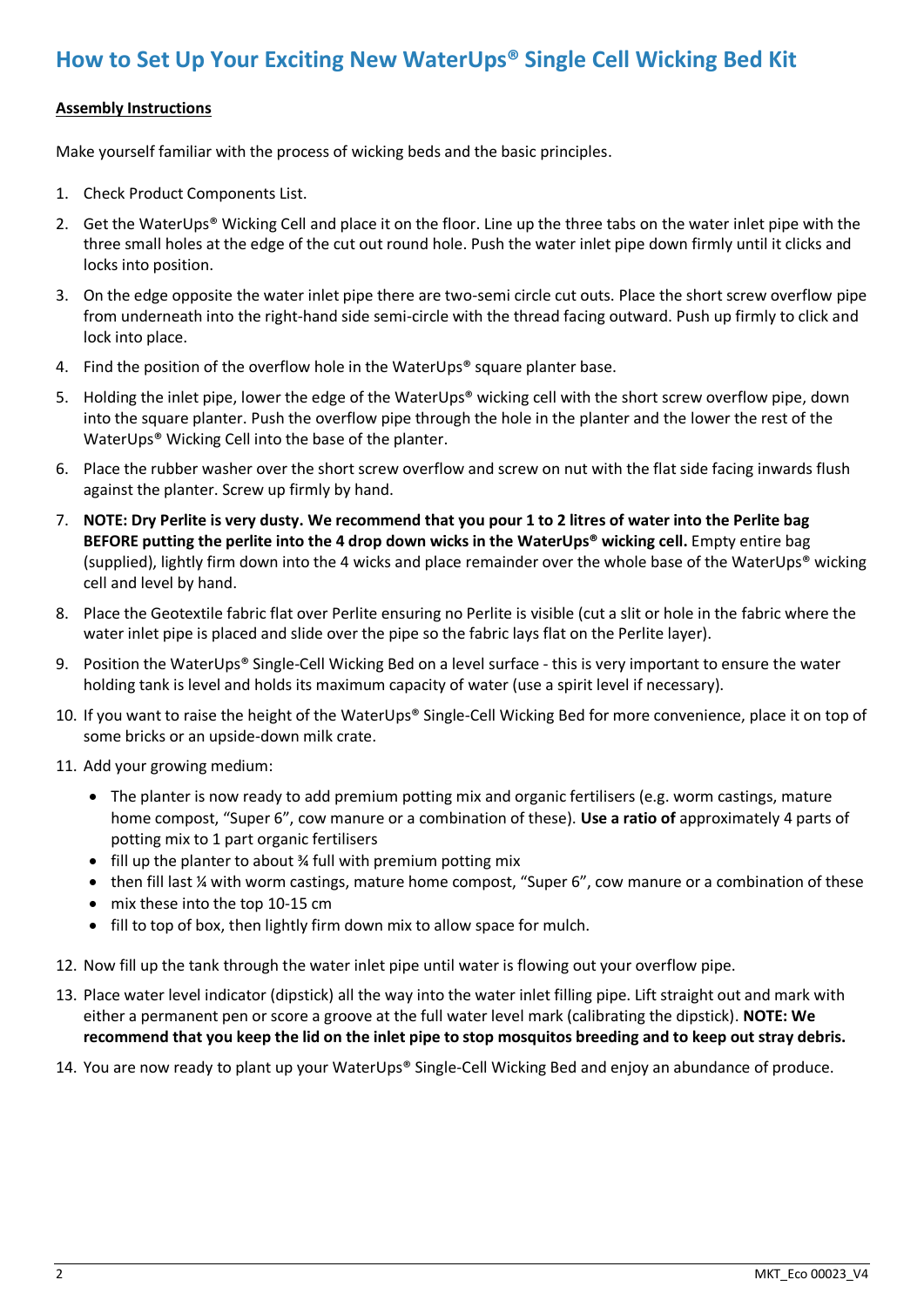## How to Set Up Your Exciting New WaterUps® Single Cell Wicking Bed Kit

**Assembly Instructions**

Make yourself familiar with the process of wicking beds and the basic principles.

1. Check Product Components List.
2. Get the WaterUps® Wicking Cell and place it on the floor. Line up the three tabs on the water inlet pipe with the three small holes at the edge of the cut out round hole. Push the water inlet pipe down firmly until it clicks and locks into position.
3. On the edge opposite the water inlet pipe there are two-semi circle cut outs. Place the short screw overflow pipe from underneath into the right-hand side semi-circle with the thread facing outward. Push up firmly to click and lock into place.
4. Find the position of the overflow hole in the WaterUps® square planter base.
5. Holding the inlet pipe, lower the edge of the WaterUps® wicking cell with the short screw overflow pipe, down into the square planter. Push the overflow pipe through the hole in the planter and the lower the rest of the WaterUps® Wicking Cell into the base of the planter.
6. Place the rubber washer over the short screw overflow and screw on nut with the flat side facing inwards flush against the planter. Screw up firmly by hand.
7. **NOTE: Dry Perlite is very dusty. We recommend that you pour 1 to 2 litres of water into the Perlite bag BEFORE putting the perlite into the 4 drop down wicks in the WaterUps® wicking cell.** Empty entire bag (supplied), lightly firm down into the 4 wicks and place remainder over the whole base of the WaterUps® wicking cell and level by hand.
8. Place the Geotextile fabric flat over Perlite ensuring no Perlite is visible (cut a slit or hole in the fabric where the water inlet pipe is placed and slide over the pipe so the fabric lays flat on the Perlite layer).
9. Position the WaterUps® Single-Cell Wicking Bed on a level surface - this is very important to ensure the water holding tank is level and holds its maximum capacity of water (use a spirit level if necessary).
10. If you want to raise the height of the WaterUps® Single-Cell Wicking Bed for more convenience, place it on top of some bricks or an upside-down milk crate.
11. Add your growing medium:
    - The planter is now ready to add premium potting mix and organic fertilisers (e.g. worm castings, mature home compost, "Super 6", cow manure or a combination of these). **Use a ratio of** approximately 4 parts of potting mix to 1 part organic fertilisers
    - fill up the planter to about ¾ full with premium potting mix
    - then fill last ¼ with worm castings, mature home compost, "Super 6", cow manure or a combination of these
    - mix these into the top 10-15 cm
    - fill to top of box, then lightly firm down mix to allow space for mulch.
12. Now fill up the tank through the water inlet pipe until water is flowing out your overflow pipe.
13. Place water level indicator (dipstick) all the way into the water inlet filling pipe. Lift straight out and mark with either a permanent pen or score a groove at the full water level mark (calibrating the dipstick). **NOTE: We recommend that you keep the lid on the inlet pipe to stop mosquitos breeding and to keep out stray debris.**
14. You are now ready to plant up your WaterUps® Single-Cell Wicking Bed and enjoy an abundance of produce.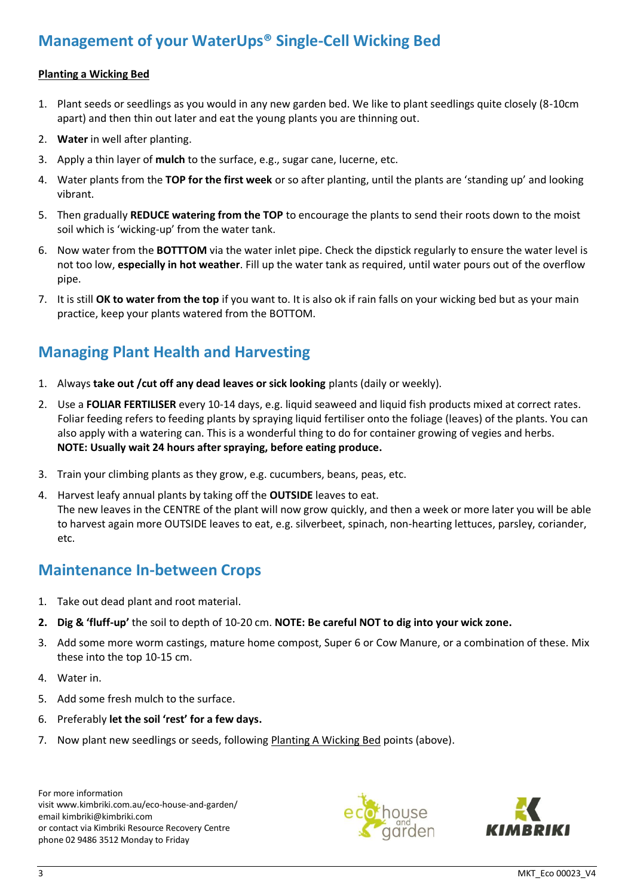## Management of your WaterUps® Single-Cell Wicking Bed

**Planting a Wicking Bed**

1. Plant seeds or seedlings as you would in any new garden bed. We like to plant seedlings quite closely (8-10cm apart) and then thin out later and eat the young plants you are thinning out.
2. **Water** in well after planting.
3. Apply a thin layer of **mulch** to the surface, e.g., sugar cane, lucerne, etc.
4. Water plants from the **TOP for the first week** or so after planting, until the plants are 'standing up' and looking vibrant.
5. Then gradually **REDUCE watering from the TOP** to encourage the plants to send their roots down to the moist soil which is 'wicking-up' from the water tank.
6. Now water from the **BOTTTOM** via the water inlet pipe. Check the dipstick regularly to ensure the water level is not too low, **especially in hot weather**. Fill up the water tank as required, until water pours out of the overflow pipe.
7. It is still **OK to water from the top** if you want to. It is also ok if rain falls on your wicking bed but as your main practice, keep your plants watered from the BOTTOM.

## Managing Plant Health and Harvesting

1. Always **take out /cut off any dead leaves or sick looking** plants (daily or weekly).
2. Use a **FOLIAR FERTILISER** every 10-14 days, e.g. liquid seaweed and liquid fish products mixed at correct rates. Foliar feeding refers to feeding plants by spraying liquid fertiliser onto the foliage (leaves) of the plants. You can also apply with a watering can. This is a wonderful thing to do for container growing of vegies and herbs.
   **NOTE: Usually wait 24 hours after spraying, before eating produce.**
3. Train your climbing plants as they grow, e.g. cucumbers, beans, peas, etc.
4. Harvest leafy annual plants by taking off the **OUTSIDE** leaves to eat.
   The new leaves in the CENTRE of the plant will now grow quickly, and then a week or more later you will be able to harvest again more OUTSIDE leaves to eat, e.g. silverbeet, spinach, non-hearting lettuces, parsley, coriander, etc.

## Maintenance In-between Crops

1. Take out dead plant and root material.
2. **Dig & 'fluff-up'** the soil to depth of 10-20 cm. **NOTE: Be careful NOT to dig into your wick zone.**
3. Add some more worm castings, mature home compost, Super 6 or Cow Manure, or a combination of these. Mix these into the top 10-15 cm.
4. Water in.
5. Add some fresh mulch to the surface.
6. Preferably **let the soil 'rest' for a few days.**
7. Now plant new seedlings or seeds, following Planting A Wicking Bed points (above).

For more information
visit www.kimbriki.com.au/eco-house-and-garden/
email kimbriki@kimbriki.com
or contact via Kimbriki Resource Recovery Centre
phone 02 9486 3512 Monday to Friday

eco house and garden

KIMBRIKI

MKT_Eco 00023_V4